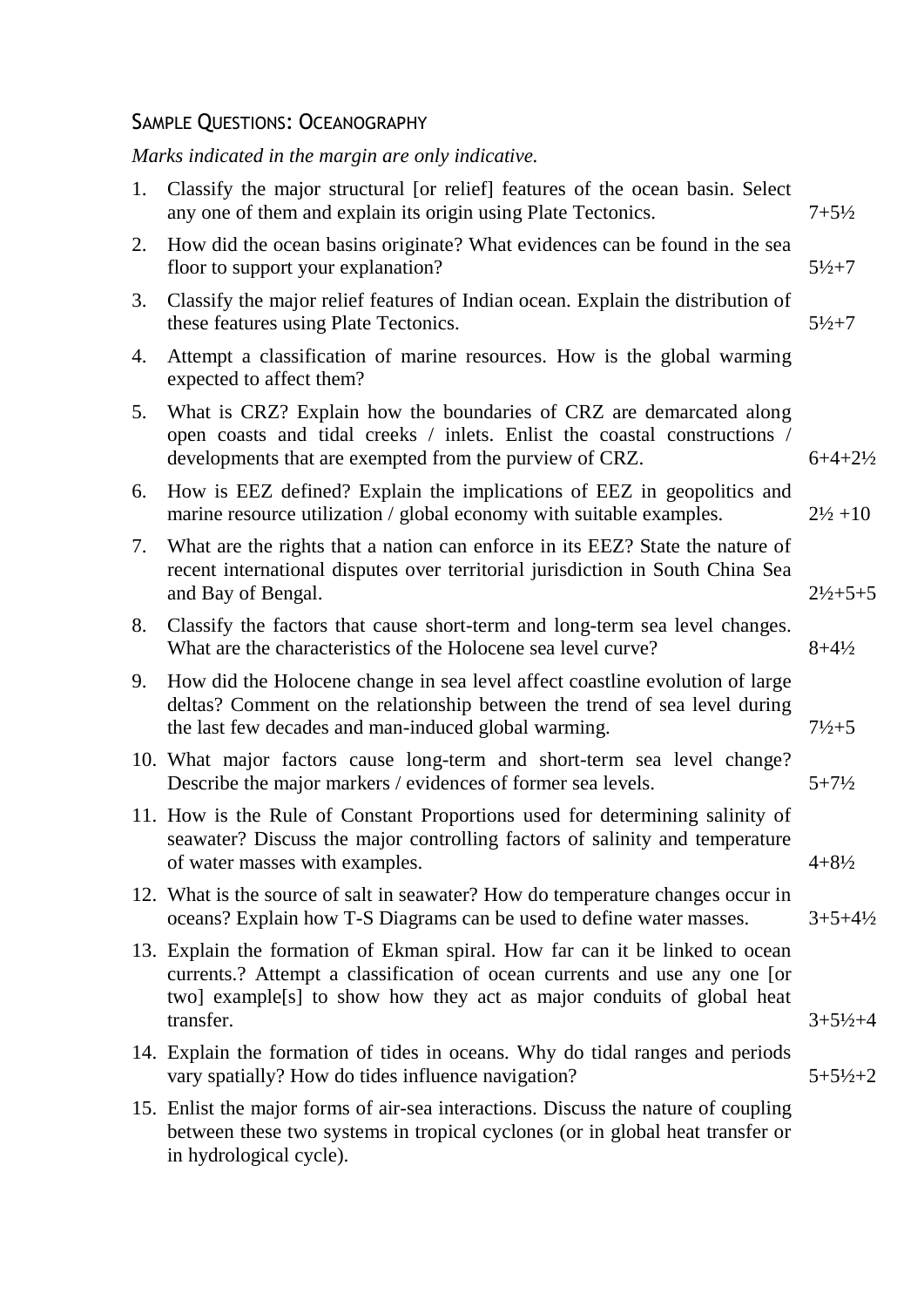## SAMPLE QUESTIONS: OCEANOGRAPHY

*Marks indicated in the margin are only indicative.*

1. Classify the major structural [or relief] features of the ocean basin. Select any one of them and explain its origin using Plate Tectonics. 7+5½
2. How did the ocean basins originate? What evidences can be found in the sea floor to support your explanation? 5½+7
3. Classify the major relief features of Indian ocean. Explain the distribution of these features using Plate Tectonics. 5½+7
4. Attempt a classification of marine resources. How is the global warming expected to affect them?
5. What is CRZ? Explain how the boundaries of CRZ are demarcated along open coasts and tidal creeks / inlets. Enlist the coastal constructions / developments that are exempted from the purview of CRZ. 6+4+2½
6. How is EEZ defined? Explain the implications of EEZ in geopolitics and marine resource utilization / global economy with suitable examples. 2½ +10
7. What are the rights that a nation can enforce in its EEZ? State the nature of recent international disputes over territorial jurisdiction in South China Sea and Bay of Bengal. 2½+5+5
8. Classify the factors that cause short-term and long-term sea level changes. What are the characteristics of the Holocene sea level curve? 8+4½
9. How did the Holocene change in sea level affect coastline evolution of large deltas? Comment on the relationship between the trend of sea level during the last few decades and man-induced global warming. 7½+5
10. What major factors cause long-term and short-term sea level change? Describe the major markers / evidences of former sea levels. 5+7½
11. How is the Rule of Constant Proportions used for determining salinity of seawater? Discuss the major controlling factors of salinity and temperature of water masses with examples. 4+8½
12. What is the source of salt in seawater? How do temperature changes occur in oceans? Explain how T-S Diagrams can be used to define water masses. 3+5+4½
13. Explain the formation of Ekman spiral. How far can it be linked to ocean currents.? Attempt a classification of ocean currents and use any one [or two] example[s] to show how they act as major conduits of global heat transfer. 3+5½+4
14. Explain the formation of tides in oceans. Why do tidal ranges and periods vary spatially? How do tides influence navigation? 5+5½+2
15. Enlist the major forms of air-sea interactions. Discuss the nature of coupling between these two systems in tropical cyclones (or in global heat transfer or in hydrological cycle).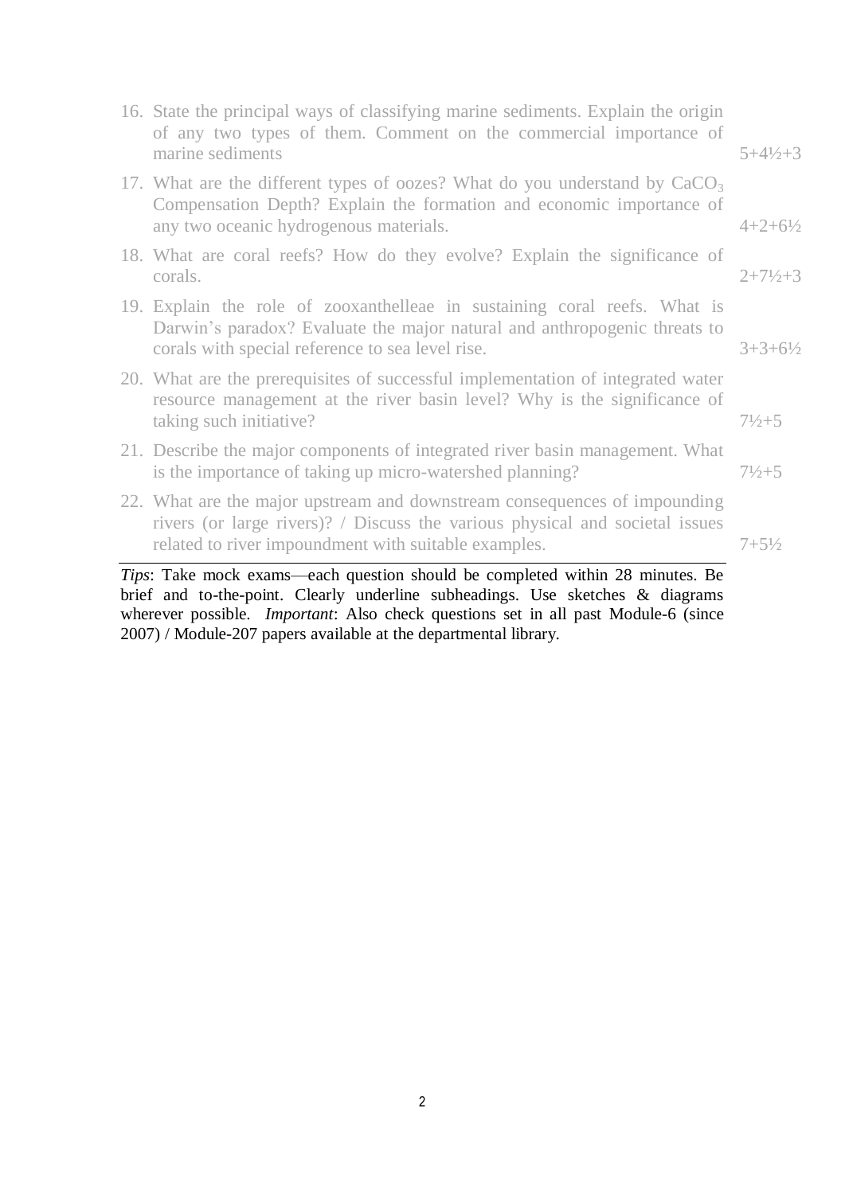16. State the principal ways of classifying marine sediments. Explain the origin of any two types of them. Comment on the commercial importance of marine sediments  5+4½+3

17. What are the different types of oozes? What do you understand by $CaCO_3$ Compensation Depth? Explain the formation and economic importance of any two oceanic hydrogenous materials.  4+2+6½

18. What are coral reefs? How do they evolve? Explain the significance of corals.  2+7½+3

19. Explain the role of zooxanthelleae in sustaining coral reefs. What is Darwin's paradox? Evaluate the major natural and anthropogenic threats to corals with special reference to sea level rise.  3+3+6½

20. What are the prerequisites of successful implementation of integrated water resource management at the river basin level? Why is the significance of taking such initiative?  7½+5

21. Describe the major components of integrated river basin management. What is the importance of taking up micro-watershed planning?  7½+5

22. What are the major upstream and downstream consequences of impounding rivers (or large rivers)? / Discuss the various physical and societal issues related to river impoundment with suitable examples.  7+5½

---

*Tips*: Take mock exams—each question should be completed within 28 minutes. Be brief and to-the-point. Clearly underline subheadings. Use sketches & diagrams wherever possible. *Important*: Also check questions set in all past Module-6 (since 2007) / Module-207 papers available at the departmental library.